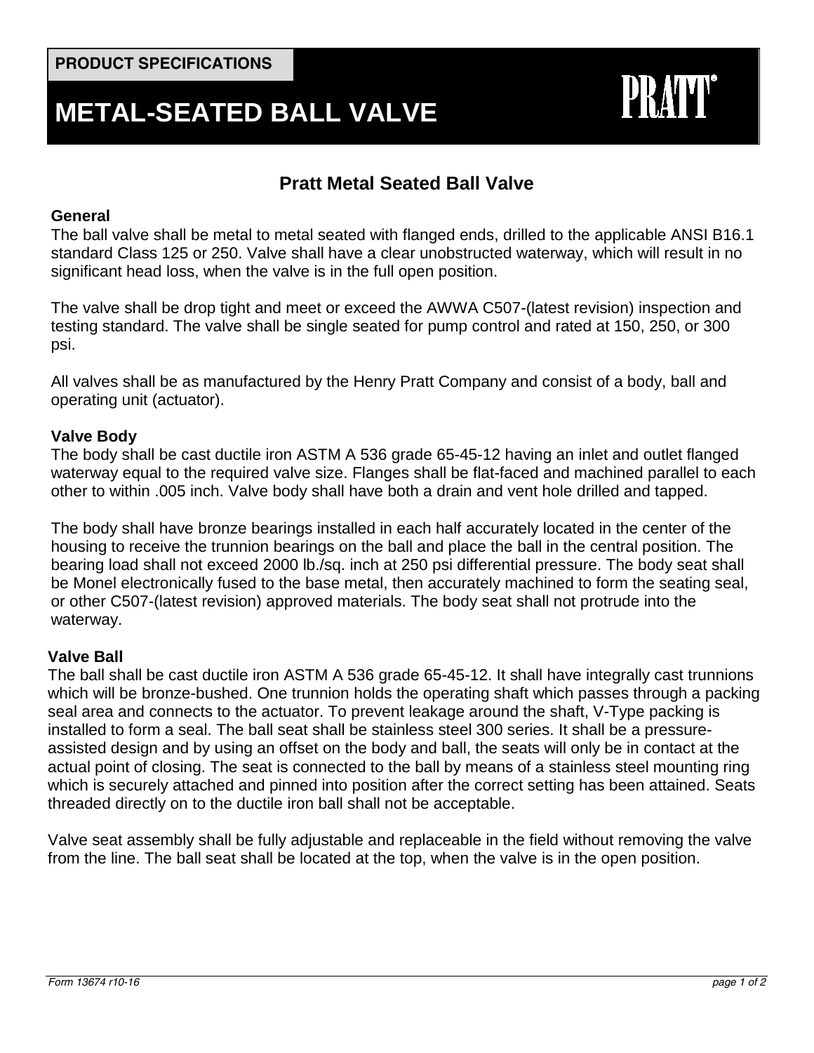PRODUCT SPECIFICATIONS

# METAL-SEATED BALL VALVE

PRATT®

## Pratt Metal Seated Ball Valve

### General

The ball valve shall be metal to metal seated with flanged ends, drilled to the applicable ANSI B16.1 standard Class 125 or 250. Valve shall have a clear unobstructed waterway, which will result in no significant head loss, when the valve is in the full open position.

The valve shall be drop tight and meet or exceed the AWWA C507-(latest revision) inspection and testing standard. The valve shall be single seated for pump control and rated at 150, 250, or 300 psi.

All valves shall be as manufactured by the Henry Pratt Company and consist of a body, ball and operating unit (actuator).

### Valve Body

The body shall be cast ductile iron ASTM A 536 grade 65-45-12 having an inlet and outlet flanged waterway equal to the required valve size. Flanges shall be flat-faced and machined parallel to each other to within .005 inch. Valve body shall have both a drain and vent hole drilled and tapped.

The body shall have bronze bearings installed in each half accurately located in the center of the housing to receive the trunnion bearings on the ball and place the ball in the central position. The bearing load shall not exceed 2000 lb./sq. inch at 250 psi differential pressure. The body seat shall be Monel electronically fused to the base metal, then accurately machined to form the seating seal, or other C507-(latest revision) approved materials. The body seat shall not protrude into the waterway.

### Valve Ball

The ball shall be cast ductile iron ASTM A 536 grade 65-45-12. It shall have integrally cast trunnions which will be bronze-bushed. One trunnion holds the operating shaft which passes through a packing seal area and connects to the actuator. To prevent leakage around the shaft, V-Type packing is installed to form a seal. The ball seat shall be stainless steel 300 series. It shall be a pressure-assisted design and by using an offset on the body and ball, the seats will only be in contact at the actual point of closing. The seat is connected to the ball by means of a stainless steel mounting ring which is securely attached and pinned into position after the correct setting has been attained. Seats threaded directly on to the ductile iron ball shall not be acceptable.

Valve seat assembly shall be fully adjustable and replaceable in the field without removing the valve from the line. The ball seat shall be located at the top, when the valve is in the open position.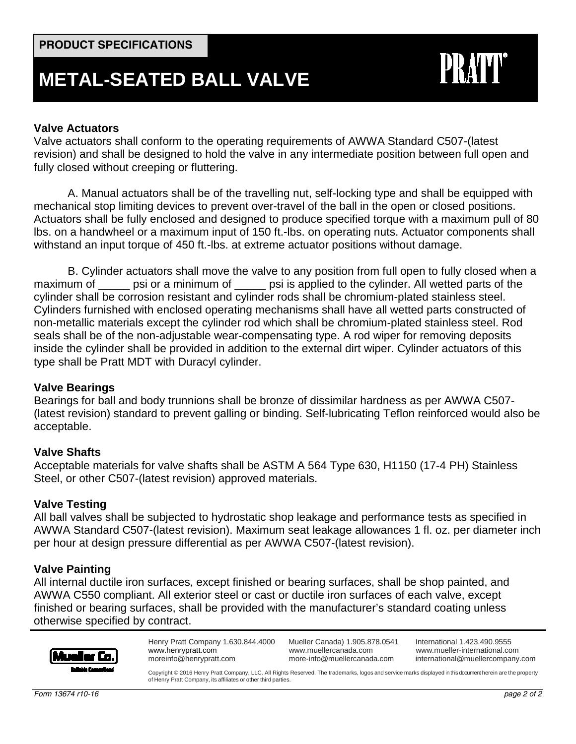PRODUCT SPECIFICATIONS

# METAL-SEATED BALL VALVE

PRATT®

### Valve Actuators

Valve actuators shall conform to the operating requirements of AWWA Standard C507-(latest revision) and shall be designed to hold the valve in any intermediate position between full open and fully closed without creeping or fluttering.

A. Manual actuators shall be of the travelling nut, self-locking type and shall be equipped with mechanical stop limiting devices to prevent over-travel of the ball in the open or closed positions. Actuators shall be fully enclosed and designed to produce specified torque with a maximum pull of 80 lbs. on a handwheel or a maximum input of 150 ft.-lbs. on operating nuts. Actuator components shall withstand an input torque of 450 ft.-lbs. at extreme actuator positions without damage.

B. Cylinder actuators shall move the valve to any position from full open to fully closed when a maximum of _____ psi or a minimum of _____ psi is applied to the cylinder. All wetted parts of the cylinder shall be corrosion resistant and cylinder rods shall be chromium-plated stainless steel. Cylinders furnished with enclosed operating mechanisms shall have all wetted parts constructed of non-metallic materials except the cylinder rod which shall be chromium-plated stainless steel. Rod seals shall be of the non-adjustable wear-compensating type. A rod wiper for removing deposits inside the cylinder shall be provided in addition to the external dirt wiper. Cylinder actuators of this type shall be Pratt MDT with Duracyl cylinder.

### Valve Bearings

Bearings for ball and body trunnions shall be bronze of dissimilar hardness as per AWWA C507-(latest revision) standard to prevent galling or binding. Self-lubricating Teflon reinforced would also be acceptable.

### Valve Shafts

Acceptable materials for valve shafts shall be ASTM A 564 Type 630, H1150 (17-4 PH) Stainless Steel, or other C507-(latest revision) approved materials.

### Valve Testing

All ball valves shall be subjected to hydrostatic shop leakage and performance tests as specified in AWWA Standard C507-(latest revision). Maximum seat leakage allowances 1 fl. oz. per diameter inch per hour at design pressure differential as per AWWA C507-(latest revision).

### Valve Painting

All internal ductile iron surfaces, except finished or bearing surfaces, shall be shop painted, and AWWA C550 compliant. All exterior steel or cast or ductile iron surfaces of each valve, except finished or bearing surfaces, shall be provided with the manufacturer's standard coating unless otherwise specified by contract.

Mueller Co. Reliable Connections

Henry Pratt Company 1.630.844.4000
www.henrypratt.com
moreinfo@henrypratt.com

Mueller Canada) 1.905.878.0541
www.muellercanada.com
more-info@muellercanada.com

International 1.423.490.9555
www.mueller-international.com
international@muellercompany.com

Copyright © 2016 Henry Pratt Company, LLC. All Rights Reserved. The trademarks, logos and service marks displayed in this document herein are the property of Henry Pratt Company, its affiliates or other third parties.

*Form 13674 r10-16*